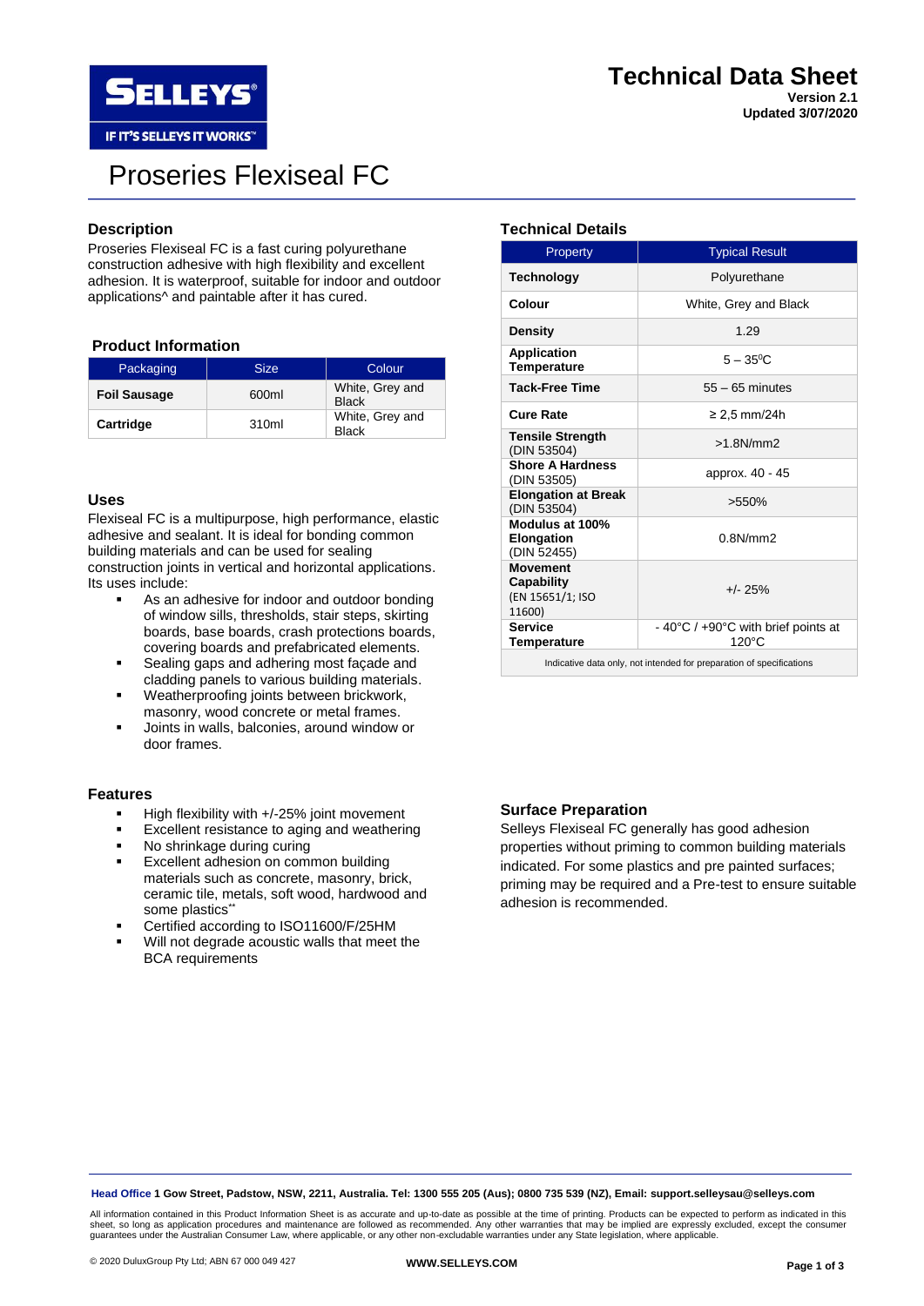# Technical Data Sheet

**Version 2.1**
**Updated 3/07/2020**

# Proseries Flexiseal FC

## Description

Proseries Flexiseal FC is a fast curing polyurethane construction adhesive with high flexibility and excellent adhesion. It is waterproof, suitable for indoor and outdoor applications^ and paintable after it has cured.

## Product Information

| Packaging | Size | Colour |
|---|---|---|
| **Foil Sausage** | 600ml | White, Grey and Black |
| **Cartridge** | 310ml | White, Grey and Black |

## Uses

Flexiseal FC is a multipurpose, high performance, elastic adhesive and sealant. It is ideal for bonding common building materials and can be used for sealing construction joints in vertical and horizontal applications. Its uses include:

- As an adhesive for indoor and outdoor bonding of window sills, thresholds, stair steps, skirting boards, base boards, crash protections boards, covering boards and prefabricated elements.
- Sealing gaps and adhering most façade and cladding panels to various building materials.
- Weatherproofing joints between brickwork, masonry, wood concrete or metal frames.
- Joints in walls, balconies, around window or door frames.

## Features

- High flexibility with +/-25% joint movement
- Excellent resistance to aging and weathering
- No shrinkage during curing
- Excellent adhesion on common building materials such as concrete, masonry, brick, ceramic tile, metals, soft wood, hardwood and some plastics**
- Certified according to ISO11600/F/25HM
- Will not degrade acoustic walls that meet the BCA requirements

## Technical Details

| Property | Typical Result |
|---|---|
| **Technology** | Polyurethane |
| **Colour** | White, Grey and Black |
| **Density** | 1.29 |
| **Application Temperature** | 5 – 35⁰C |
| **Tack-Free Time** | 55 – 65 minutes |
| **Cure Rate** | ≥ 2,5 mm/24h |
| **Tensile Strength** (DIN 53504) | >1.8N/mm2 |
| **Shore A Hardness** (DIN 53505) | approx. 40 - 45 |
| **Elongation at Break** (DIN 53504) | >550% |
| **Modulus at 100% Elongation** (DIN 52455) | 0.8N/mm2 |
| **Movement Capability** (EN 15651/1; ISO 11600) | +/- 25% |
| **Service Temperature** | - 40°C / +90°C with brief points at 120°C |
| Indicative data only, not intended for preparation of specifications | |

## Surface Preparation

Selleys Flexiseal FC generally has good adhesion properties without priming to common building materials indicated. For some plastics and pre painted surfaces; priming may be required and a Pre-test to ensure suitable adhesion is recommended.

**Head Office** 1 Gow Street, Padstow, NSW, 2211, Australia. Tel: 1300 555 205 (Aus); 0800 735 539 (NZ), Email: support.selleysau@selleys.com

All information contained in this Product Information Sheet is as accurate and up-to-date as possible at the time of printing. Products can be expected to perform as indicated in this sheet, so long as application procedures and maintenance are followed as recommended. Any other warranties that may be implied are expressly excluded, except the consumer guarantees under the Australian Consumer Law, where applicable, or any other non-excludable warranties under any State legislation, where applicable.

© 2020 DuluxGroup Pty Ltd; ABN 67 000 049 427

WWW.SELLEYS.COM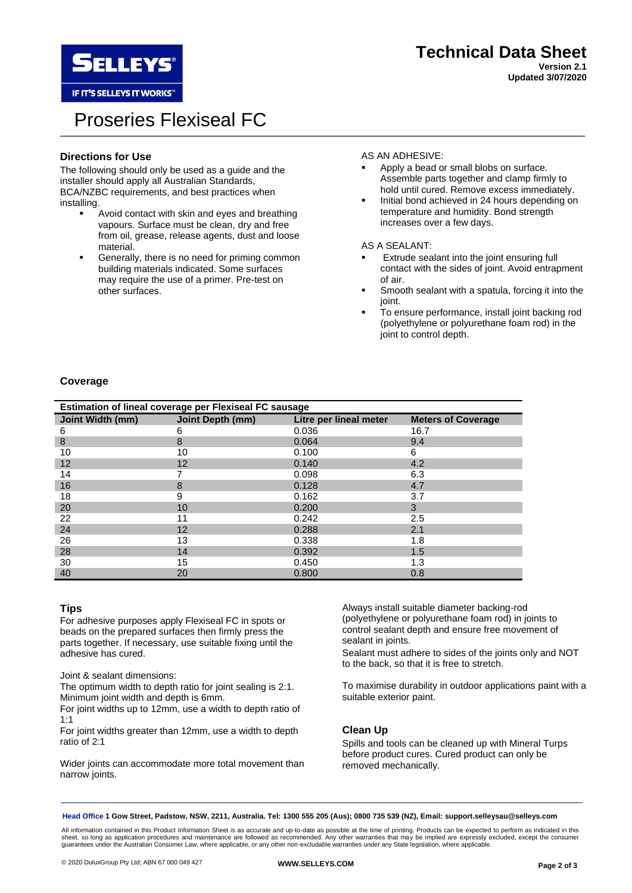# Technical Data Sheet

**Version 2.1**
**Updated 3/07/2020**

# Proseries Flexiseal FC

## Directions for Use

The following should only be used as a guide and the installer should apply all Australian Standards, BCA/NZBC requirements, and best practices when installing.

- Avoid contact with skin and eyes and breathing vapours. Surface must be clean, dry and free from oil, grease, release agents, dust and loose material.
- Generally, there is no need for priming common building materials indicated. Some surfaces may require the use of a primer. Pre-test on other surfaces.

AS AN ADHESIVE:

- Apply a bead or small blobs on surface. Assemble parts together and clamp firmly to hold until cured. Remove excess immediately.
- Initial bond achieved in 24 hours depending on temperature and humidity. Bond strength increases over a few days.

AS A SEALANT:

- Extrude sealant into the joint ensuring full contact with the sides of joint. Avoid entrapment of air.
- Smooth sealant with a spatula, forcing it into the joint.
- To ensure performance, install joint backing rod (polyethylene or polyurethane foam rod) in the joint to control depth.

## Coverage

**Estimation of lineal coverage per Flexiseal FC sausage**

| Joint Width (mm) | Joint Depth (mm) | Litre per lineal meter | Meters of Coverage |
|---|---|---|---|
| 6 | 6 | 0.036 | 16.7 |
| 8 | 8 | 0.064 | 9.4 |
| 10 | 10 | 0.100 | 6 |
| 12 | 12 | 0.140 | 4.2 |
| 14 | 7 | 0.098 | 6.3 |
| 16 | 8 | 0.128 | 4.7 |
| 18 | 9 | 0.162 | 3.7 |
| 20 | 10 | 0.200 | 3 |
| 22 | 11 | 0.242 | 2.5 |
| 24 | 12 | 0.288 | 2.1 |
| 26 | 13 | 0.338 | 1.8 |
| 28 | 14 | 0.392 | 1.5 |
| 30 | 15 | 0.450 | 1.3 |
| 40 | 20 | 0.800 | 0.8 |

## Tips

For adhesive purposes apply Flexiseal FC in spots or beads on the prepared surfaces then firmly press the parts together. If necessary, use suitable fixing until the adhesive has cured.

Joint & sealant dimensions:

The optimum width to depth ratio for joint sealing is 2:1. Minimum joint width and depth is 6mm.

For joint widths up to 12mm, use a width to depth ratio of 1:1

For joint widths greater than 12mm, use a width to depth ratio of 2:1

Wider joints can accommodate more total movement than narrow joints.

Always install suitable diameter backing-rod (polyethylene or polyurethane foam rod) in joints to control sealant depth and ensure free movement of sealant in joints.

Sealant must adhere to sides of the joints only and NOT to the back, so that it is free to stretch.

To maximise durability in outdoor applications paint with a suitable exterior paint.

## Clean Up

Spills and tools can be cleaned up with Mineral Turps before product cures. Cured product can only be removed mechanically.

**Head Office 1 Gow Street, Padstow, NSW, 2211, Australia. Tel: 1300 555 205 (Aus); 0800 735 539 (NZ), Email: support.selleysau@selleys.com**

All information contained in this Product Information Sheet is as accurate and up-to-date as possible at the time of printing. Products can be expected to perform as indicated in this sheet, so long as application procedures and maintenance are followed as recommended. Any other warranties that may be implied are expressly excluded, except the consumer guarantees under the Australian Consumer Law, where applicable, or any other non-excludable warranties under any State legislation, where applicable.

© 2020 DuluxGroup Pty Ltd; ABN 67 000 049 427

**WWW.SELLEYS.COM**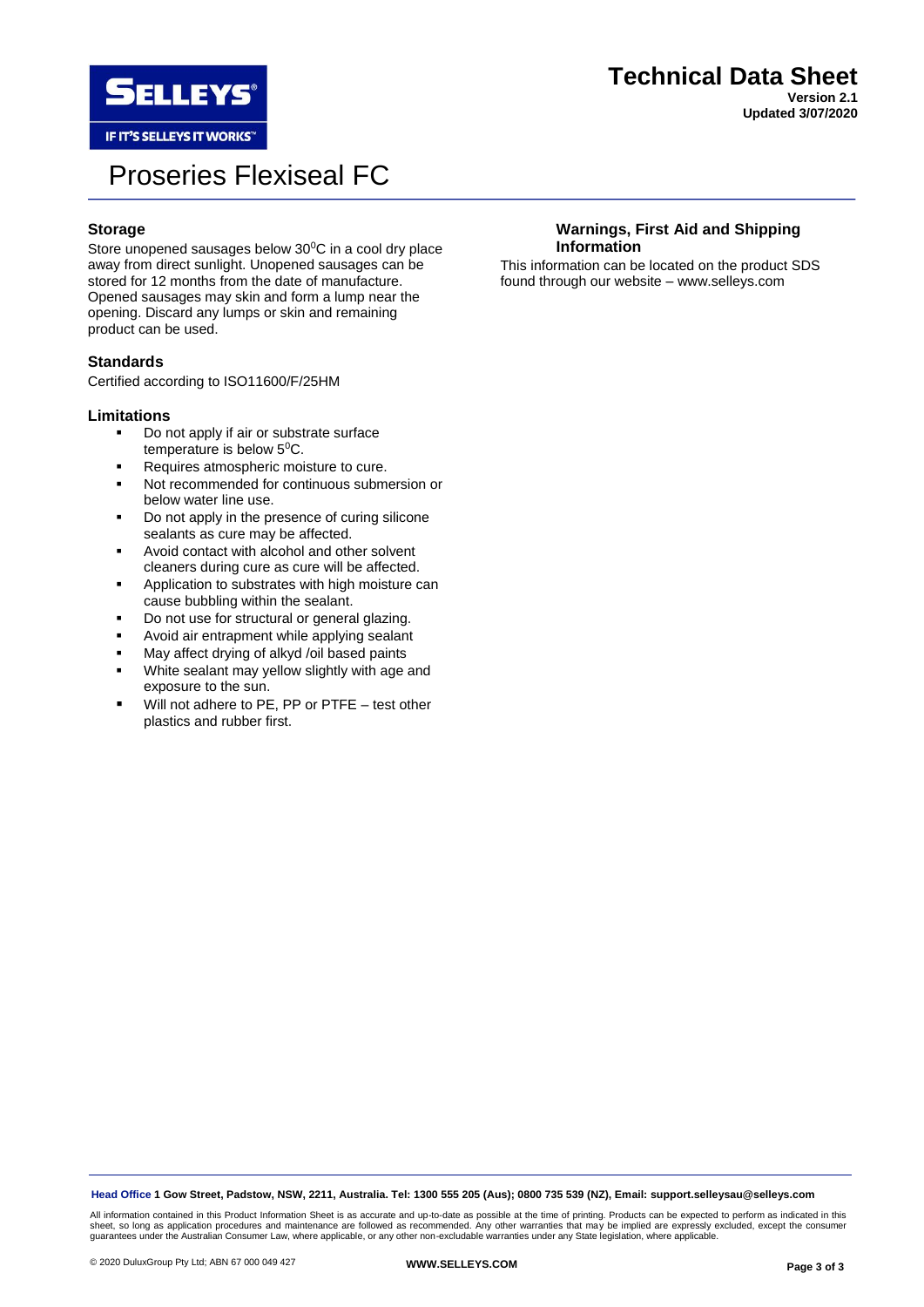# Technical Data Sheet

**Version 2.1**
**Updated 3/07/2020**

# Proseries Flexiseal FC

### Storage

Store unopened sausages below 30$^0$C in a cool dry place away from direct sunlight. Unopened sausages can be stored for 12 months from the date of manufacture. Opened sausages may skin and form a lump near the opening. Discard any lumps or skin and remaining product can be used.

### Standards

Certified according to ISO11600/F/25HM

### Limitations

- Do not apply if air or substrate surface temperature is below 5$^0$C.
- Requires atmospheric moisture to cure.
- Not recommended for continuous submersion or below water line use.
- Do not apply in the presence of curing silicone sealants as cure may be affected.
- Avoid contact with alcohol and other solvent cleaners during cure as cure will be affected.
- Application to substrates with high moisture can cause bubbling within the sealant.
- Do not use for structural or general glazing.
- Avoid air entrapment while applying sealant
- May affect drying of alkyd /oil based paints
- White sealant may yellow slightly with age and exposure to the sun.
- Will not adhere to PE, PP or PTFE – test other plastics and rubber first.

### Warnings, First Aid and Shipping Information

This information can be located on the product SDS found through our website – www.selleys.com

**Head Office 1 Gow Street, Padstow, NSW, 2211, Australia. Tel: 1300 555 205 (Aus); 0800 735 539 (NZ), Email: support.selleysau@selleys.com**

All information contained in this Product Information Sheet is as accurate and up-to-date as possible at the time of printing. Products can be expected to perform as indicated in this sheet, so long as application procedures and maintenance are followed as recommended. Any other warranties that may be implied are expressly excluded, except the consumer guarantees under the Australian Consumer Law, where applicable, or any other non-excludable warranties under any State legislation, where applicable.

© 2020 DuluxGroup Pty Ltd; ABN 67 000 049 427

**WWW.SELLEYS.COM**